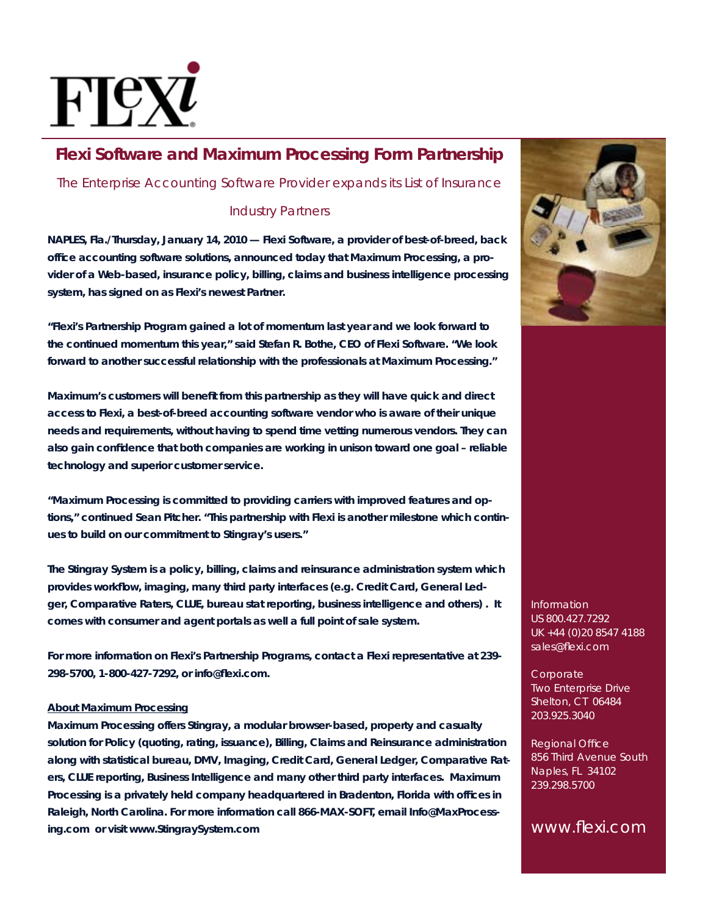# Flexi Software and Maximum Processing Form Partnership

The Enterprise Accounting Software Provider expands its List of Insurance Industry Partners

**NAPLES, Fla./Thursday, January 14, 2010 — Flexi Software, a provider of best-of-breed, back office accounting software solutions, announced today that Maximum Processing, a provider of a Web-based, insurance policy, billing, claims and business intelligence processing system, has signed on as Flexi's newest Partner.**

**"Flexi's Partnership Program gained a lot of momentum last year and we look forward to the continued momentum this year," said Stefan R. Bothe, CEO of Flexi Software. "We look forward to another successful relationship with the professionals at Maximum Processing."**

**Maximum's customers will benefit from this partnership as they will have quick and direct access to Flexi, a best-of-breed accounting software vendor who is aware of their unique needs and requirements, without having to spend time vetting numerous vendors. They can also gain confidence that both companies are working in unison toward one goal – reliable technology and superior customer service.**

**"Maximum Processing is committed to providing carriers with improved features and options," continued Sean Pitcher. "This partnership with Flexi is another milestone which continues to build on our commitment to Stingray's users."**

**The Stingray System is a policy, billing, claims and reinsurance administration system which provides workflow, imaging, many third party interfaces (e.g. Credit Card, General Ledger, Comparative Raters, CLUE, bureau stat reporting, business intelligence and others) . It comes with consumer and agent portals as well a full point of sale system.**

**For more information on Flexi's Partnership Programs, contact a Flexi representative at 239-298-5700, 1-800-427-7292, or info@flexi.com.**

**About Maximum Processing**

**Maximum Processing offers Stingray, a modular browser-based, property and casualty solution for Policy (quoting, rating, issuance), Billing, Claims and Reinsurance administration along with statistical bureau, DMV, Imaging, Credit Card, General Ledger, Comparative Raters, CLUE reporting, Business Intelligence and many other third party interfaces. Maximum Processing is a privately held company headquartered in Bradenton, Florida with offices in Raleigh, North Carolina. For more information call 866-MAX-SOFT, email Info@MaxProcessing.com or visit www.StingraySystem.com**

Information
US 800.427.7292
UK +44 (0)20 8547 4188
sales@flexi.com

Corporate
Two Enterprise Drive
Shelton, CT 06484
203.925.3040

Regional Office
856 Third Avenue South
Naples, FL 34102
239.298.5700

www.flexi.com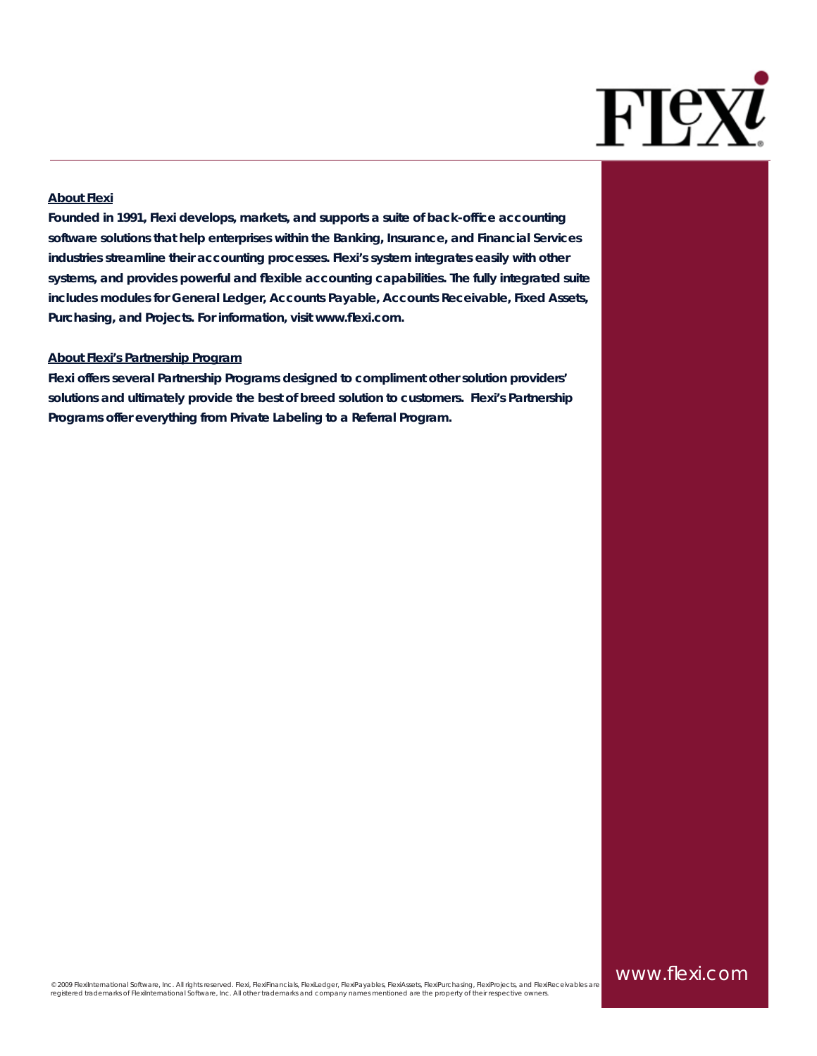**About Flexi**

**Founded in 1991, Flexi develops, markets, and supports a suite of back-office accounting software solutions that help enterprises within the Banking, Insurance, and Financial Services industries streamline their accounting processes. Flexi's system integrates easily with other systems, and provides powerful and flexible accounting capabilities. The fully integrated suite includes modules for General Ledger, Accounts Payable, Accounts Receivable, Fixed Assets, Purchasing, and Projects. For information, visit www.flexi.com.**

**About Flexi's Partnership Program**

**Flexi offers several Partnership Programs designed to compliment other solution providers' solutions and ultimately provide the best of breed solution to customers. Flexi's Partnership Programs offer everything from Private Labeling to a Referral Program.**

© 2009 FlexiInternational Software, Inc. All rights reserved. Flexi, FlexiFinancials, FlexiLedger, FlexiPayables, FlexiAssets, FlexiPurchasing, FlexiProjects, and FlexiReceivables are registered trademarks of FlexiInternational Software, Inc. All other trademarks and company names mentioned are the property of their respective owners.

www.flexi.com